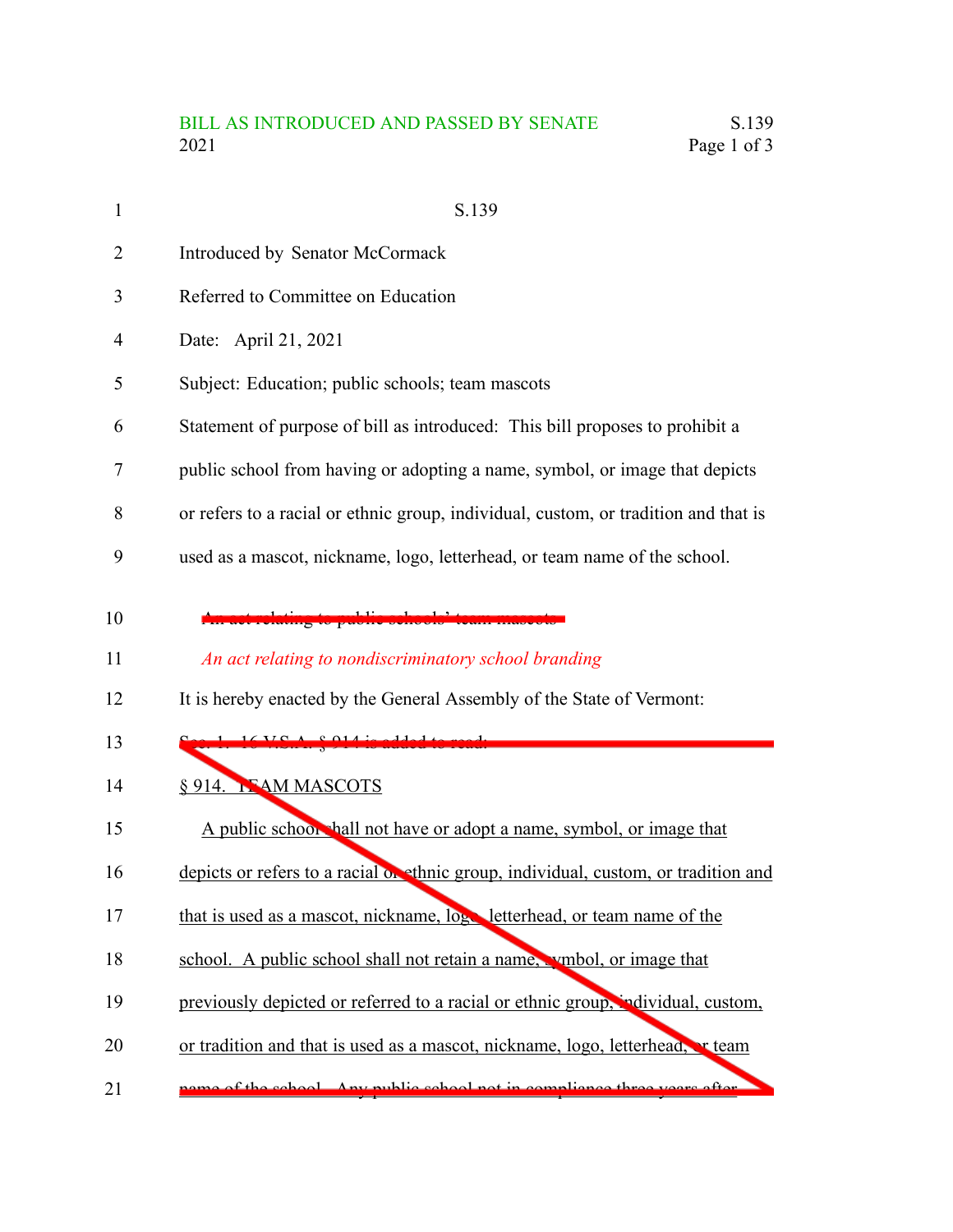BILL AS INTRODUCED AND PASSED BY SENATE
2021

S.139

Introduced by Senator McCormack

Referred to Committee on Education

Date: April 21, 2021

Subject: Education; public schools; team mascots

Statement of purpose of bill as introduced: This bill proposes to prohibit a public school from having or adopting a name, symbol, or image that depicts or refers to a racial or ethnic group, individual, custom, or tradition and that is used as a mascot, nickname, logo, letterhead, or team name of the school.

~~An act relating to public schools' team mascots~~

*An act relating to nondiscriminatory school branding*

It is hereby enacted by the General Assembly of the State of Vermont:

~~Sec. 1. 16 V.S.A. § 914 is added to read:~~

~~§ 914. TEAM MASCOTS~~

~~A public school shall not have or adopt a name, symbol, or image that depicts or refers to a racial or ethnic group, individual, custom, or tradition and that is used as a mascot, nickname, logo, letterhead, or team name of the school. A public school shall not retain a name, symbol, or image that previously depicted or referred to a racial or ethnic group, individual, custom, or tradition and that is used as a mascot, nickname, logo, letterhead, or team name of the school. Any public school not in compliance three years after~~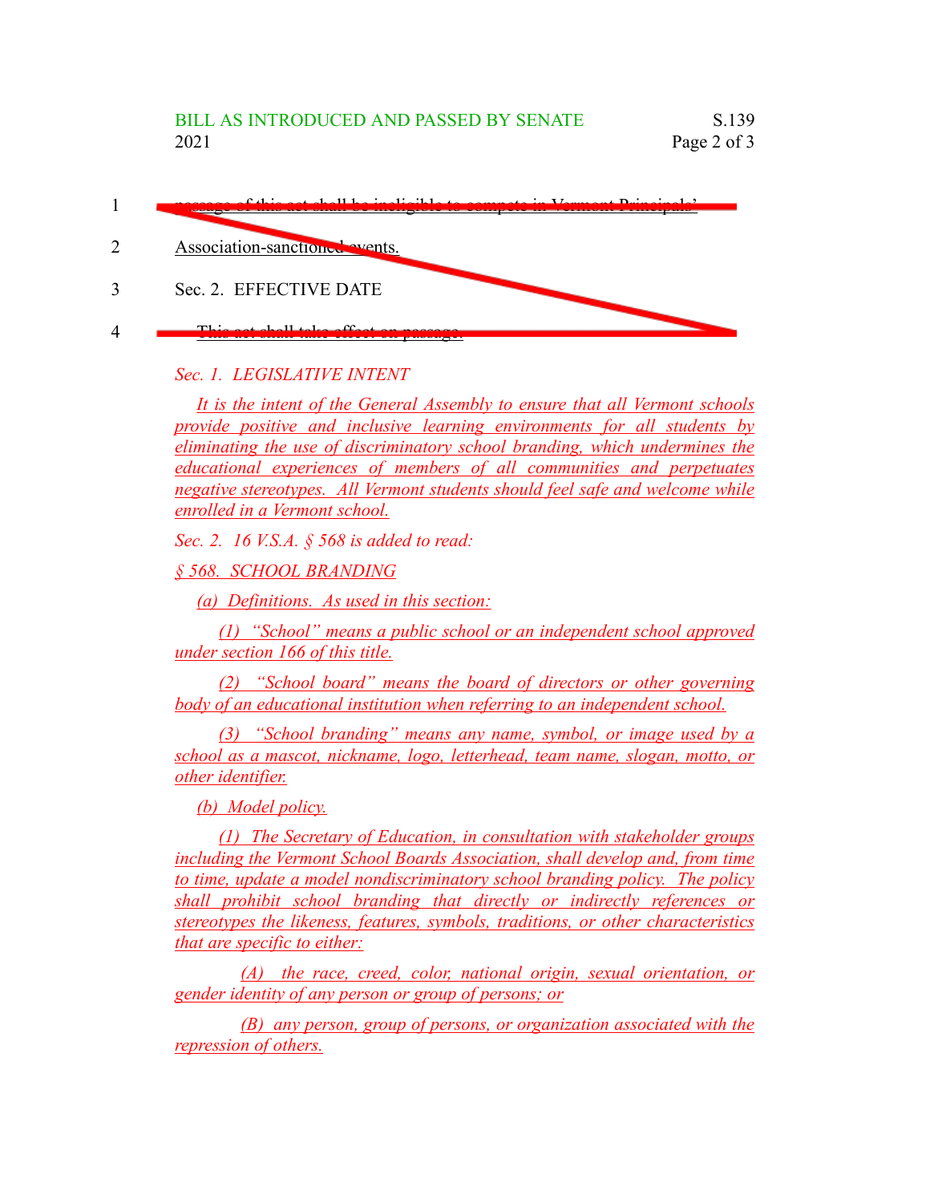1 ~~passage of this act shall be ineligible to compete in Vermont Principals'~~

2 ~~Association-sanctioned events.~~

3 ~~Sec. 2. EFFECTIVE DATE~~

4 ~~This act shall take effect on passage.~~

*Sec. 1. LEGISLATIVE INTENT*

*It is the intent of the General Assembly to ensure that all Vermont schools provide positive and inclusive learning environments for all students by eliminating the use of discriminatory school branding, which undermines the educational experiences of members of all communities and perpetuates negative stereotypes. All Vermont students should feel safe and welcome while enrolled in a Vermont school.*

*Sec. 2. 16 V.S.A. § 568 is added to read:*

*§ 568. SCHOOL BRANDING*

*(a) Definitions. As used in this section:*

*(1) "School" means a public school or an independent school approved under section 166 of this title.*

*(2) "School board" means the board of directors or other governing body of an educational institution when referring to an independent school.*

*(3) "School branding" means any name, symbol, or image used by a school as a mascot, nickname, logo, letterhead, team name, slogan, motto, or other identifier.*

*(b) Model policy.*

*(1) The Secretary of Education, in consultation with stakeholder groups including the Vermont School Boards Association, shall develop and, from time to time, update a model nondiscriminatory school branding policy. The policy shall prohibit school branding that directly or indirectly references or stereotypes the likeness, features, symbols, traditions, or other characteristics that are specific to either:*

*(A) the race, creed, color, national origin, sexual orientation, or gender identity of any person or group of persons; or*

*(B) any person, group of persons, or organization associated with the repression of others.*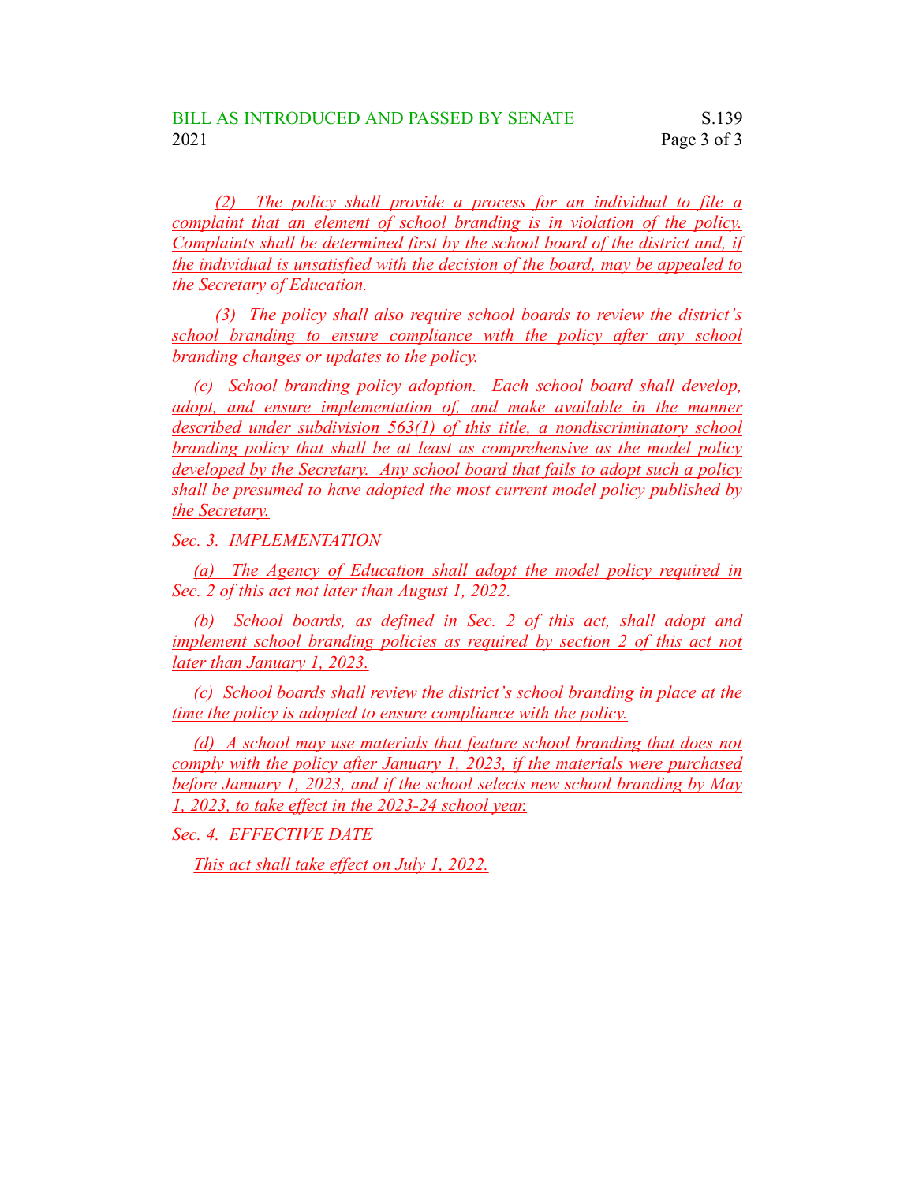(2) The policy shall provide a process for an individual to file a complaint that an element of school branding is in violation of the policy. Complaints shall be determined first by the school board of the district and, if the individual is unsatisfied with the decision of the board, may be appealed to the Secretary of Education.

(3) The policy shall also require school boards to review the district's school branding to ensure compliance with the policy after any school branding changes or updates to the policy.

(c) School branding policy adoption. Each school board shall develop, adopt, and ensure implementation of, and make available in the manner described under subdivision 563(1) of this title, a nondiscriminatory school branding policy that shall be at least as comprehensive as the model policy developed by the Secretary. Any school board that fails to adopt such a policy shall be presumed to have adopted the most current model policy published by the Secretary.

*Sec. 3. IMPLEMENTATION*

(a) The Agency of Education shall adopt the model policy required in Sec. 2 of this act not later than August 1, 2022.

(b) School boards, as defined in Sec. 2 of this act, shall adopt and implement school branding policies as required by section 2 of this act not later than January 1, 2023.

(c) School boards shall review the district's school branding in place at the time the policy is adopted to ensure compliance with the policy.

(d) A school may use materials that feature school branding that does not comply with the policy after January 1, 2023, if the materials were purchased before January 1, 2023, and if the school selects new school branding by May 1, 2023, to take effect in the 2023-24 school year.

*Sec. 4. EFFECTIVE DATE*

This act shall take effect on July 1, 2022.